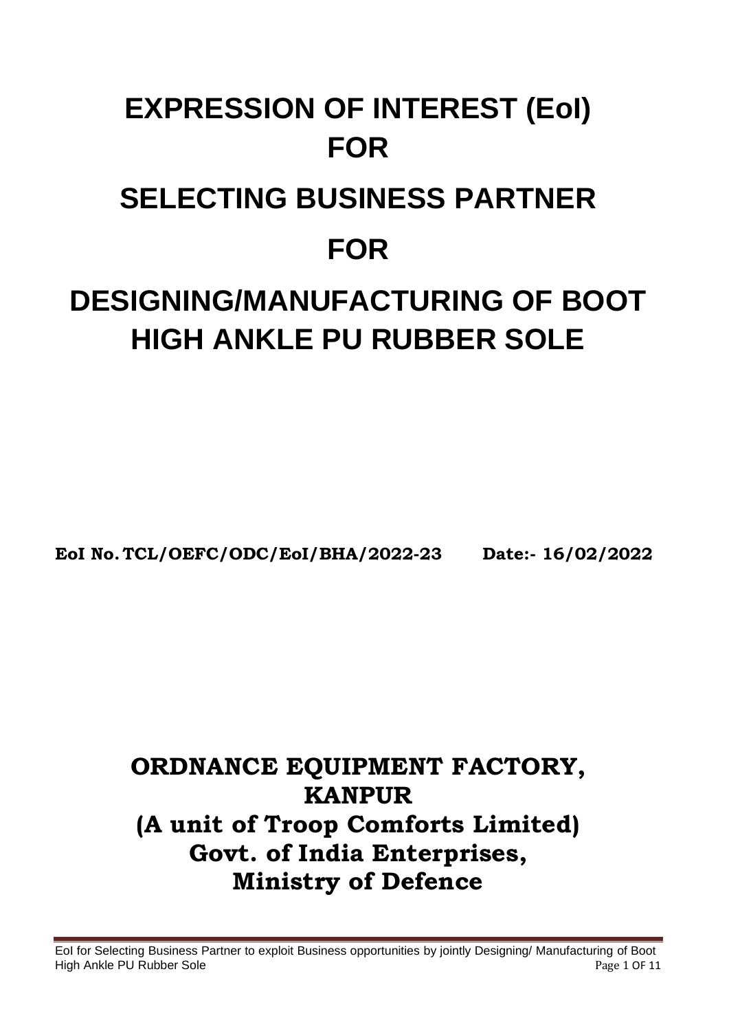# EXPRESSION OF INTEREST (EoI) FOR

# SELECTING BUSINESS PARTNER

# FOR

# DESIGNING/MANUFACTURING OF BOOT HIGH ANKLE PU RUBBER SOLE

**EoI No. TCL/OEFC/ODC/EoI/BHA/2022-23 Date:- 16/02/2022**

## ORDNANCE EQUIPMENT FACTORY, KANPUR
## (A unit of Troop Comforts Limited)
## Govt. of India Enterprises,
## Ministry of Defence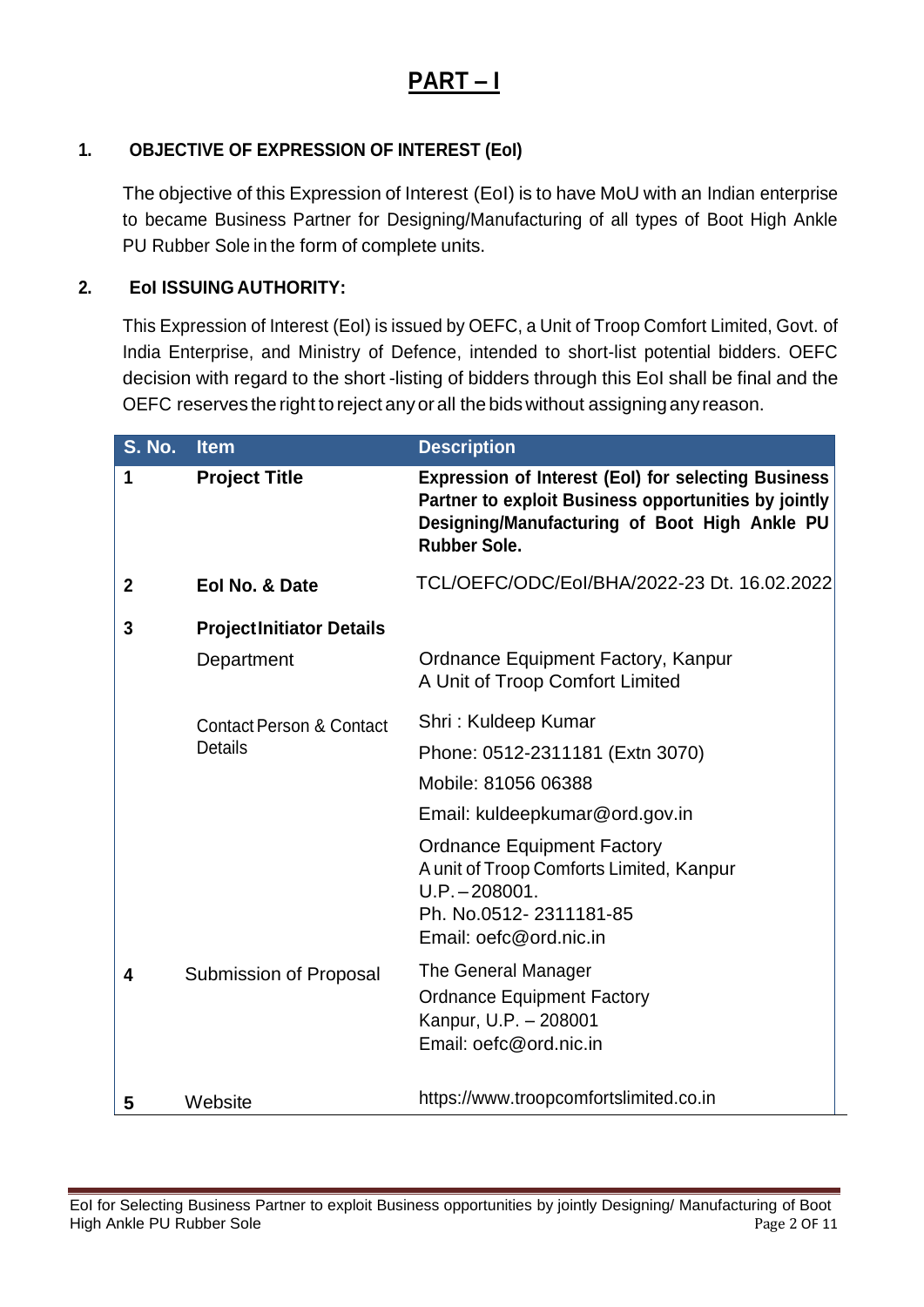# PART – I

## 1. OBJECTIVE OF EXPRESSION OF INTEREST (EoI)

The objective of this Expression of Interest (EoI) is to have MoU with an Indian enterprise to became Business Partner for Designing/Manufacturing of all types of Boot High Ankle PU Rubber Sole in the form of complete units.

## 2. EoI ISSUING AUTHORITY:

This Expression of Interest (EoI) is issued by OEFC, a Unit of Troop Comfort Limited, Govt. of India Enterprise, and Ministry of Defence, intended to short-list potential bidders. OEFC decision with regard to the short -listing of bidders through this EoI shall be final and the OEFC reserves the right to reject any or all the bids without assigning any reason.

| S. No. | Item | Description |
|---|---|---|
| 1 | **Project Title** | **Expression of Interest (EoI) for selecting Business Partner to exploit Business opportunities by jointly Designing/Manufacturing of Boot High Ankle PU Rubber Sole.** |
| 2 | **EoI No. & Date** | TCL/OEFC/ODC/EoI/BHA/2022-23 Dt. 16.02.2022 |
| 3 | **Project Initiator Details** | |
| | Department | Ordnance Equipment Factory, Kanpur<br>A Unit of Troop Comfort Limited |
| | Contact Person & Contact Details | Shri : Kuldeep Kumar<br>Phone: 0512-2311181 (Extn 3070)<br>Mobile: 81056 06388<br>Email: kuldeepkumar@ord.gov.in<br>Ordnance Equipment Factory<br>A unit of Troop Comforts Limited, Kanpur<br>U.P. – 208001.<br>Ph. No.0512- 2311181-85<br>Email: oefc@ord.nic.in |
| 4 | Submission of Proposal | The General Manager<br>Ordnance Equipment Factory<br>Kanpur, U.P. – 208001<br>Email: oefc@ord.nic.in |
| 5 | Website | https://www.troopcomfortslimited.co.in |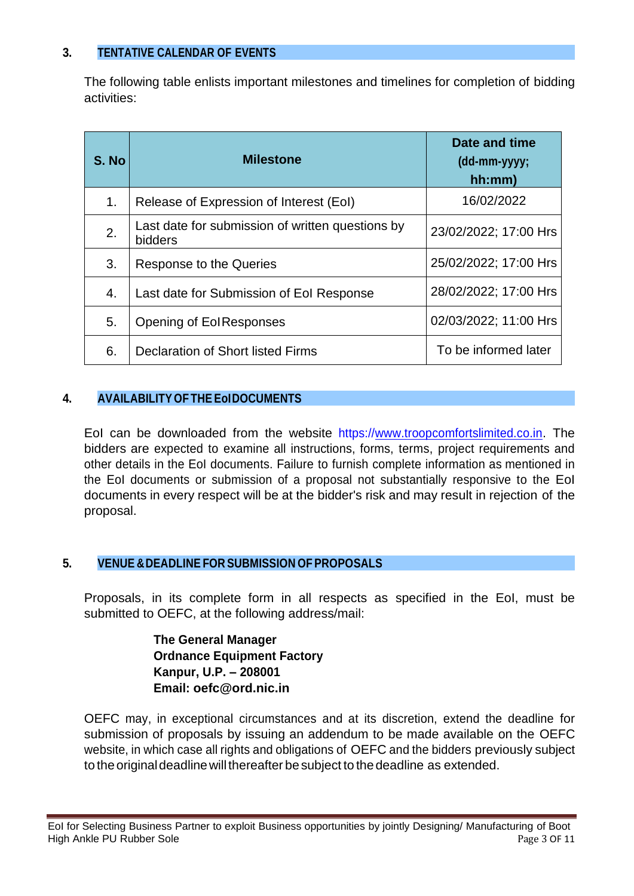## 3. TENTATIVE CALENDAR OF EVENTS

The following table enlists important milestones and timelines for completion of bidding activities:

| S. No | Milestone | Date and time (dd-mm-yyyy; hh:mm) |
|---|---|---|
| 1. | Release of Expression of Interest (EoI) | 16/02/2022 |
| 2. | Last date for submission of written questions by bidders | 23/02/2022; 17:00 Hrs |
| 3. | Response to the Queries | 25/02/2022; 17:00 Hrs |
| 4. | Last date for Submission of EoI Response | 28/02/2022; 17:00 Hrs |
| 5. | Opening of EoI Responses | 02/03/2022; 11:00 Hrs |
| 6. | Declaration of Short listed Firms | To be informed later |

## 4. AVAILABILITY OF THE EoI DOCUMENTS

EoI can be downloaded from the website https://www.troopcomfortslimited.co.in. The bidders are expected to examine all instructions, forms, terms, project requirements and other details in the EoI documents. Failure to furnish complete information as mentioned in the EoI documents or submission of a proposal not substantially responsive to the EoI documents in every respect will be at the bidder's risk and may result in rejection of the proposal.

## 5. VENUE & DEADLINE FOR SUBMISSION OF PROPOSALS

Proposals, in its complete form in all respects as specified in the EoI, must be submitted to OEFC, at the following address/mail:

**The General Manager**
**Ordnance Equipment Factory**
**Kanpur, U.P. – 208001**
**Email: oefc@ord.nic.in**

OEFC may, in exceptional circumstances and at its discretion, extend the deadline for submission of proposals by issuing an addendum to be made available on the OEFC website, in which case all rights and obligations of OEFC and the bidders previously subject to the original deadline will thereafter be subject to the deadline as extended.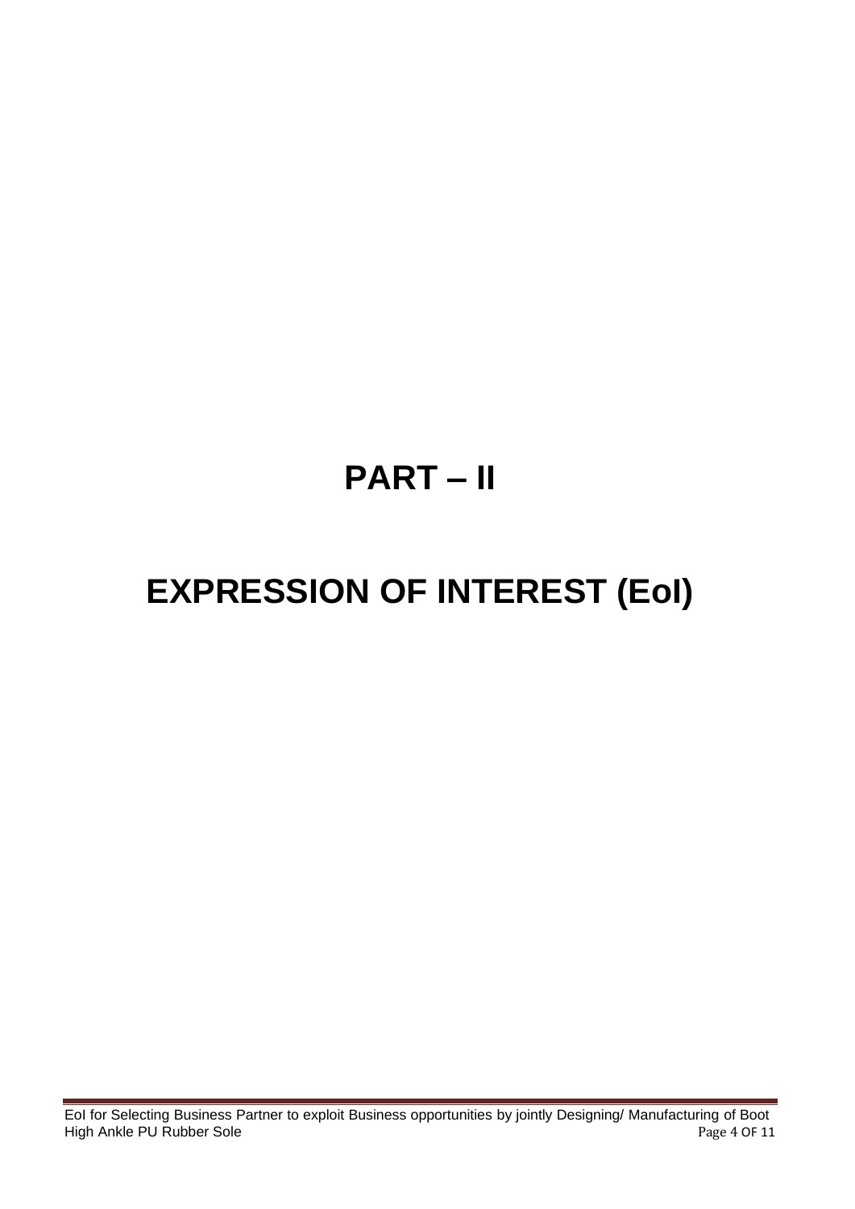# PART – II

# EXPRESSION OF INTEREST (EoI)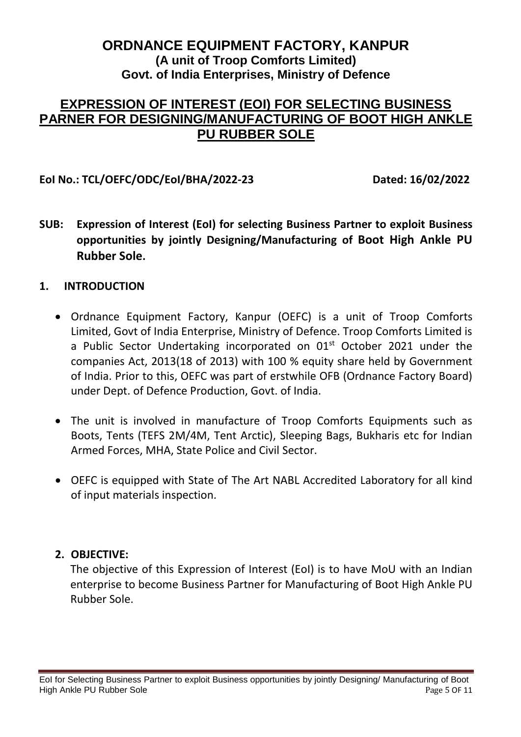# ORDNANCE EQUIPMENT FACTORY, KANPUR
**(A unit of Troop Comforts Limited)**
**Govt. of India Enterprises, Ministry of Defence**

## EXPRESSION OF INTEREST (EOI) FOR SELECTING BUSINESS PARNER FOR DESIGNING/MANUFACTURING OF BOOT HIGH ANKLE PU RUBBER SOLE

**EoI No.: TCL/OEFC/ODC/EoI/BHA/2022-23** **Dated: 16/02/2022**

**SUB: Expression of Interest (EoI) for selecting Business Partner to exploit Business opportunities by jointly Designing/Manufacturing of Boot High Ankle PU Rubber Sole.**

### 1. INTRODUCTION

- Ordnance Equipment Factory, Kanpur (OEFC) is a unit of Troop Comforts Limited, Govt of India Enterprise, Ministry of Defence. Troop Comforts Limited is a Public Sector Undertaking incorporated on 01st October 2021 under the companies Act, 2013(18 of 2013) with 100 % equity share held by Government of India. Prior to this, OEFC was part of erstwhile OFB (Ordnance Factory Board) under Dept. of Defence Production, Govt. of India.
- The unit is involved in manufacture of Troop Comforts Equipments such as Boots, Tents (TEFS 2M/4M, Tent Arctic), Sleeping Bags, Bukharis etc for Indian Armed Forces, MHA, State Police and Civil Sector.
- OEFC is equipped with State of The Art NABL Accredited Laboratory for all kind of input materials inspection.

### 2. OBJECTIVE:

The objective of this Expression of Interest (EoI) is to have MoU with an Indian enterprise to become Business Partner for Manufacturing of Boot High Ankle PU Rubber Sole.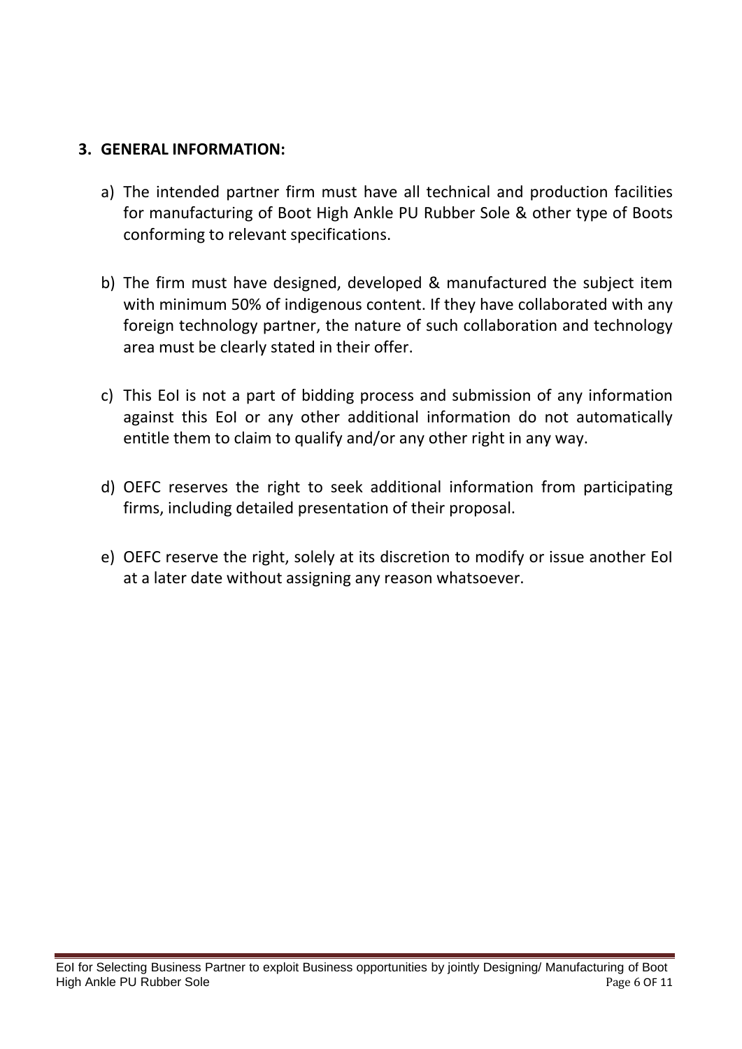### 3. GENERAL INFORMATION:

a) The intended partner firm must have all technical and production facilities for manufacturing of Boot High Ankle PU Rubber Sole & other type of Boots conforming to relevant specifications.

b) The firm must have designed, developed & manufactured the subject item with minimum 50% of indigenous content. If they have collaborated with any foreign technology partner, the nature of such collaboration and technology area must be clearly stated in their offer.

c) This EoI is not a part of bidding process and submission of any information against this EoI or any other additional information do not automatically entitle them to claim to qualify and/or any other right in any way.

d) OEFC reserves the right to seek additional information from participating firms, including detailed presentation of their proposal.

e) OEFC reserve the right, solely at its discretion to modify or issue another EoI at a later date without assigning any reason whatsoever.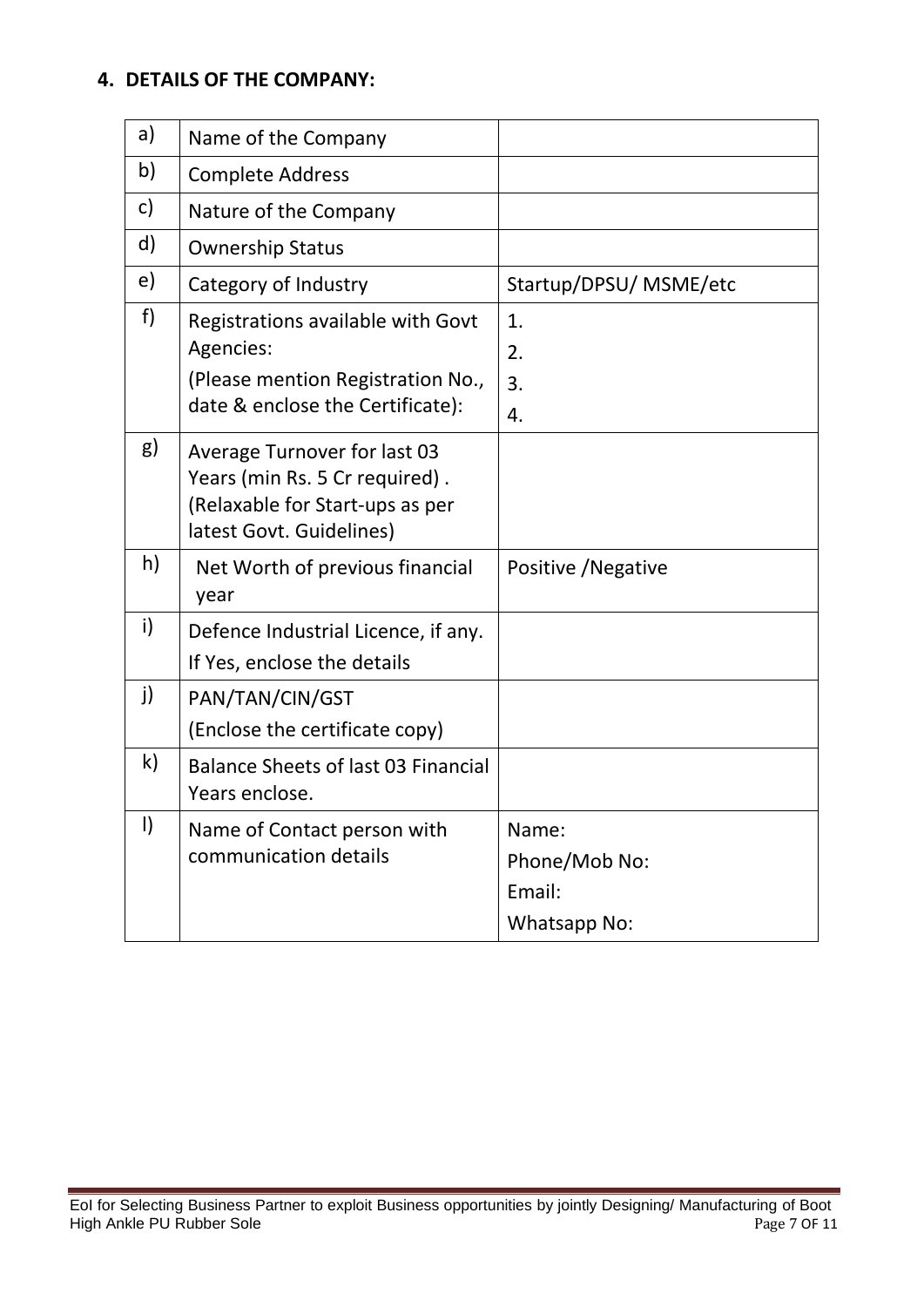## 4. DETAILS OF THE COMPANY:

| | | |
|---|---|---|
| a) | Name of the Company | |
| b) | Complete Address | |
| c) | Nature of the Company | |
| d) | Ownership Status | |
| e) | Category of Industry | Startup/DPSU/ MSME/etc |
| f) | Registrations available with Govt Agencies:<br>(Please mention Registration No., date & enclose the Certificate): | 1.<br>2.<br>3.<br>4. |
| g) | Average Turnover for last 03 Years (min Rs. 5 Cr required) . (Relaxable for Start-ups as per latest Govt. Guidelines) | |
| h) | Net Worth of previous financial year | Positive /Negative |
| i) | Defence Industrial Licence, if any.<br>If Yes, enclose the details | |
| j) | PAN/TAN/CIN/GST<br>(Enclose the certificate copy) | |
| k) | Balance Sheets of last 03 Financial Years enclose. | |
| l) | Name of Contact person with communication details | Name:<br>Phone/Mob No:<br>Email:<br>Whatsapp No: |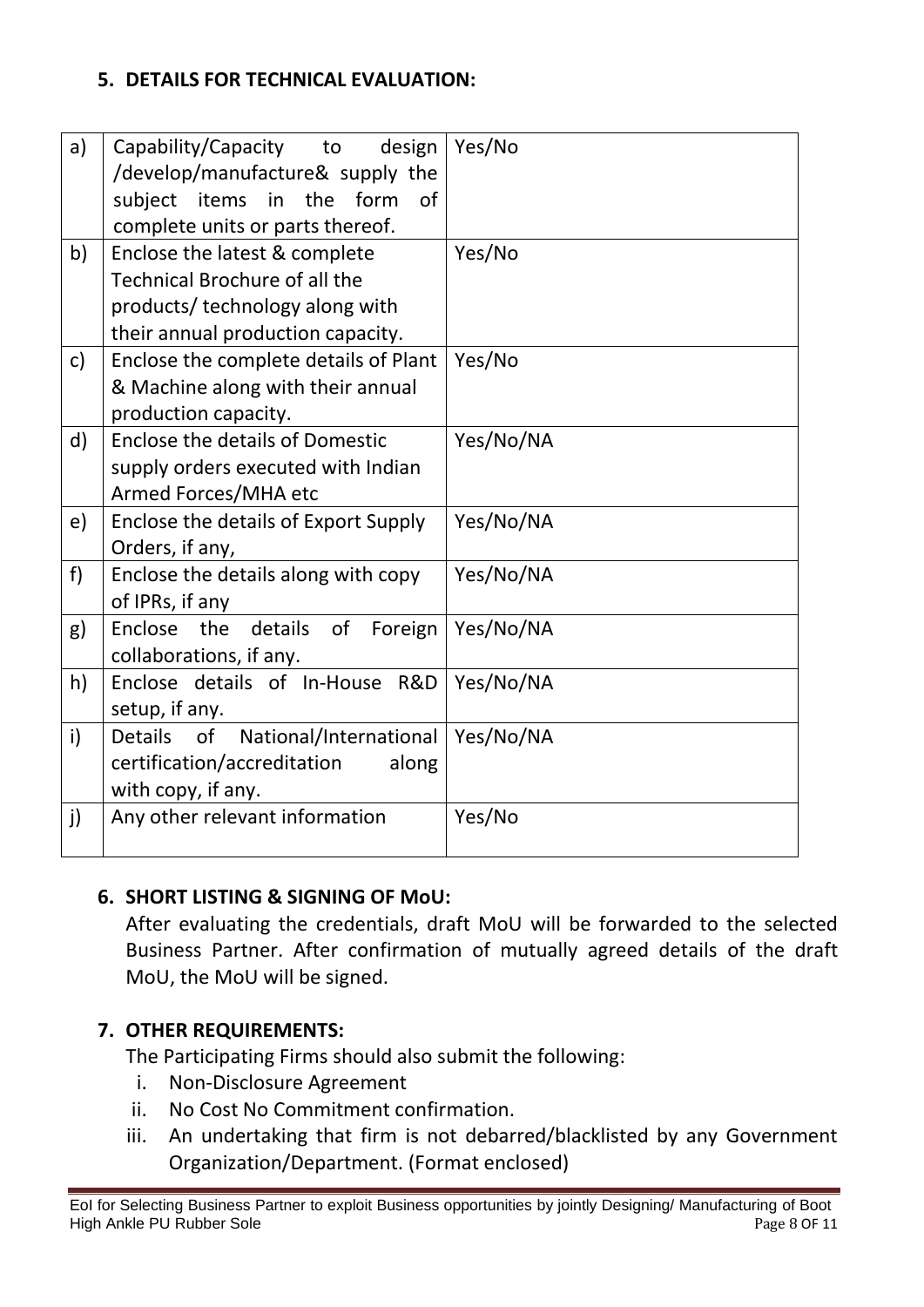## 5. DETAILS FOR TECHNICAL EVALUATION:

| | | |
|---|---|---|
| a) | Capability/Capacity to design /develop/manufacture& supply the subject items in the form of complete units or parts thereof. | Yes/No |
| b) | Enclose the latest & complete Technical Brochure of all the products/ technology along with their annual production capacity. | Yes/No |
| c) | Enclose the complete details of Plant & Machine along with their annual production capacity. | Yes/No |
| d) | Enclose the details of Domestic supply orders executed with Indian Armed Forces/MHA etc | Yes/No/NA |
| e) | Enclose the details of Export Supply Orders, if any, | Yes/No/NA |
| f) | Enclose the details along with copy of IPRs, if any | Yes/No/NA |
| g) | Enclose the details of Foreign collaborations, if any. | Yes/No/NA |
| h) | Enclose details of In-House R&D setup, if any. | Yes/No/NA |
| i) | Details of National/International certification/accreditation along with copy, if any. | Yes/No/NA |
| j) | Any other relevant information | Yes/No |

## 6. SHORT LISTING & SIGNING OF MoU:

After evaluating the credentials, draft MoU will be forwarded to the selected Business Partner. After confirmation of mutually agreed details of the draft MoU, the MoU will be signed.

## 7. OTHER REQUIREMENTS:

The Participating Firms should also submit the following:

i. Non-Disclosure Agreement
ii. No Cost No Commitment confirmation.
iii. An undertaking that firm is not debarred/blacklisted by any Government Organization/Department. (Format enclosed)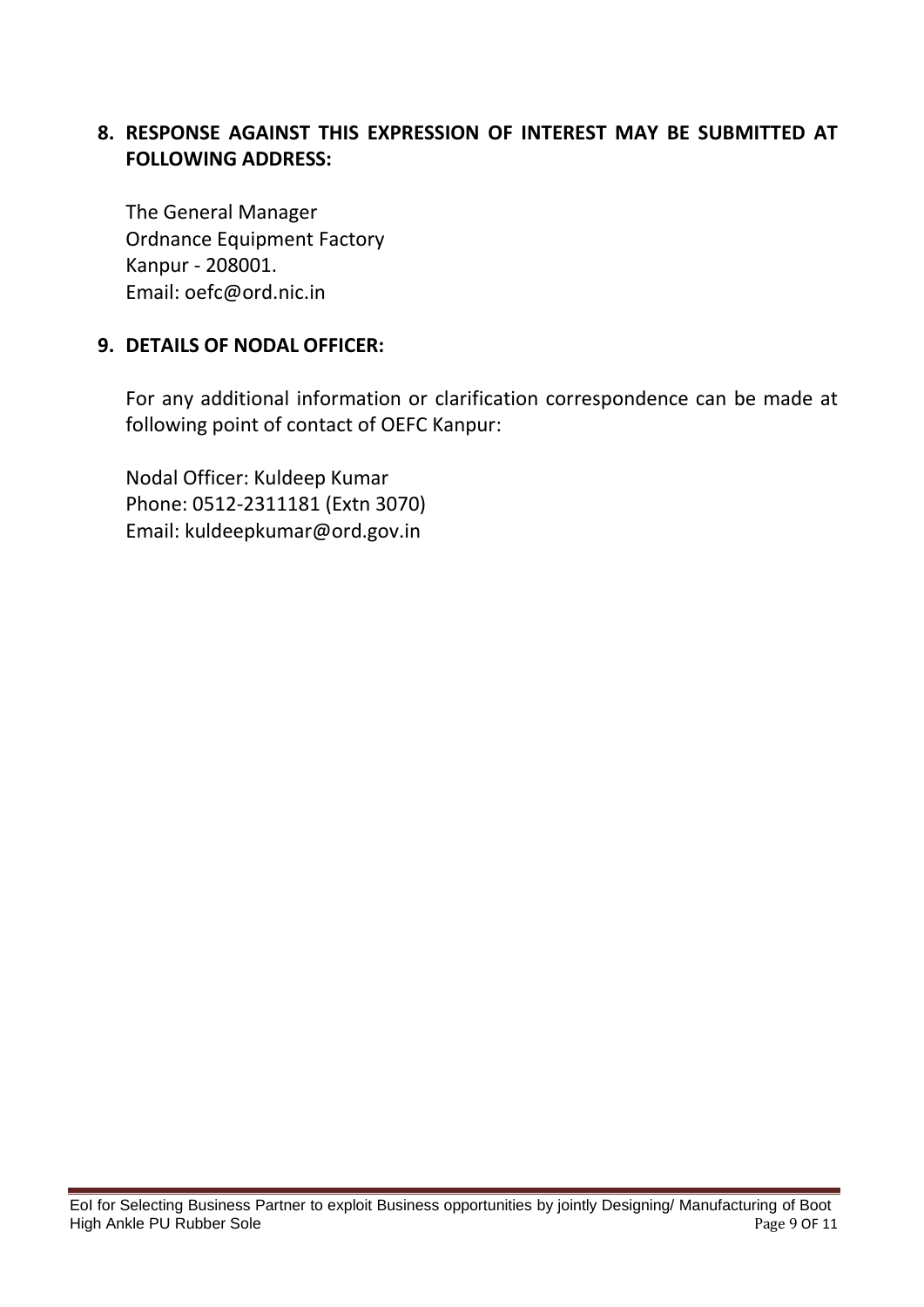## 8. RESPONSE AGAINST THIS EXPRESSION OF INTEREST MAY BE SUBMITTED AT FOLLOWING ADDRESS:

The General Manager
Ordnance Equipment Factory
Kanpur - 208001.
Email: oefc@ord.nic.in

## 9. DETAILS OF NODAL OFFICER:

For any additional information or clarification correspondence can be made at following point of contact of OEFC Kanpur:

Nodal Officer: Kuldeep Kumar
Phone: 0512-2311181 (Extn 3070)
Email: kuldeepkumar@ord.gov.in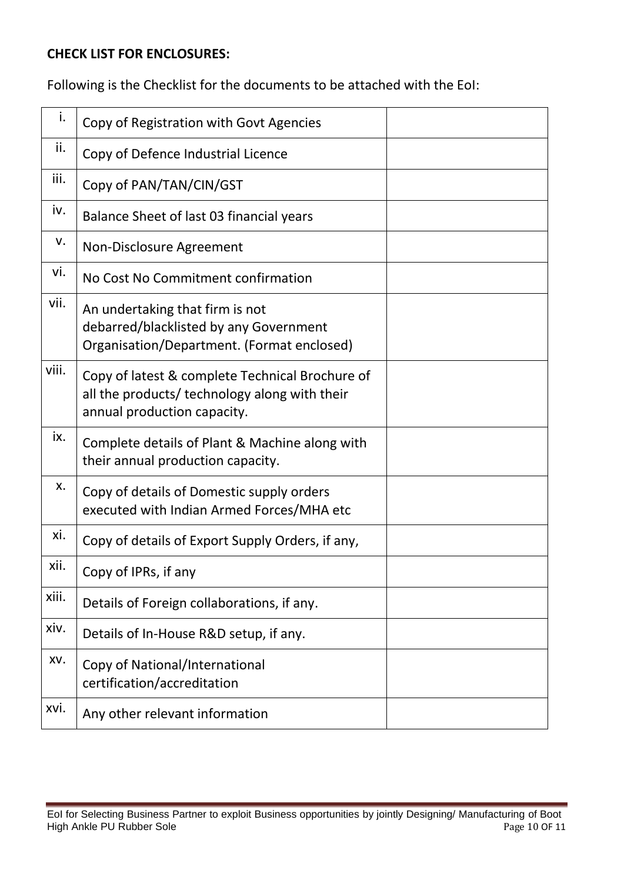**CHECK LIST FOR ENCLOSURES:**

Following is the Checklist for the documents to be attached with the EoI:

| | | |
|---|---|---|
| i. | Copy of Registration with Govt Agencies | |
| ii. | Copy of Defence Industrial Licence | |
| iii. | Copy of PAN/TAN/CIN/GST | |
| iv. | Balance Sheet of last 03 financial years | |
| v. | Non-Disclosure Agreement | |
| vi. | No Cost No Commitment confirmation | |
| vii. | An undertaking that firm is not debarred/blacklisted by any Government Organisation/Department. (Format enclosed) | |
| viii. | Copy of latest & complete Technical Brochure of all the products/ technology along with their annual production capacity. | |
| ix. | Complete details of Plant & Machine along with their annual production capacity. | |
| x. | Copy of details of Domestic supply orders executed with Indian Armed Forces/MHA etc | |
| xi. | Copy of details of Export Supply Orders, if any, | |
| xii. | Copy of IPRs, if any | |
| xiii. | Details of Foreign collaborations, if any. | |
| xiv. | Details of In-House R&D setup, if any. | |
| xv. | Copy of National/International certification/accreditation | |
| xvi. | Any other relevant information | |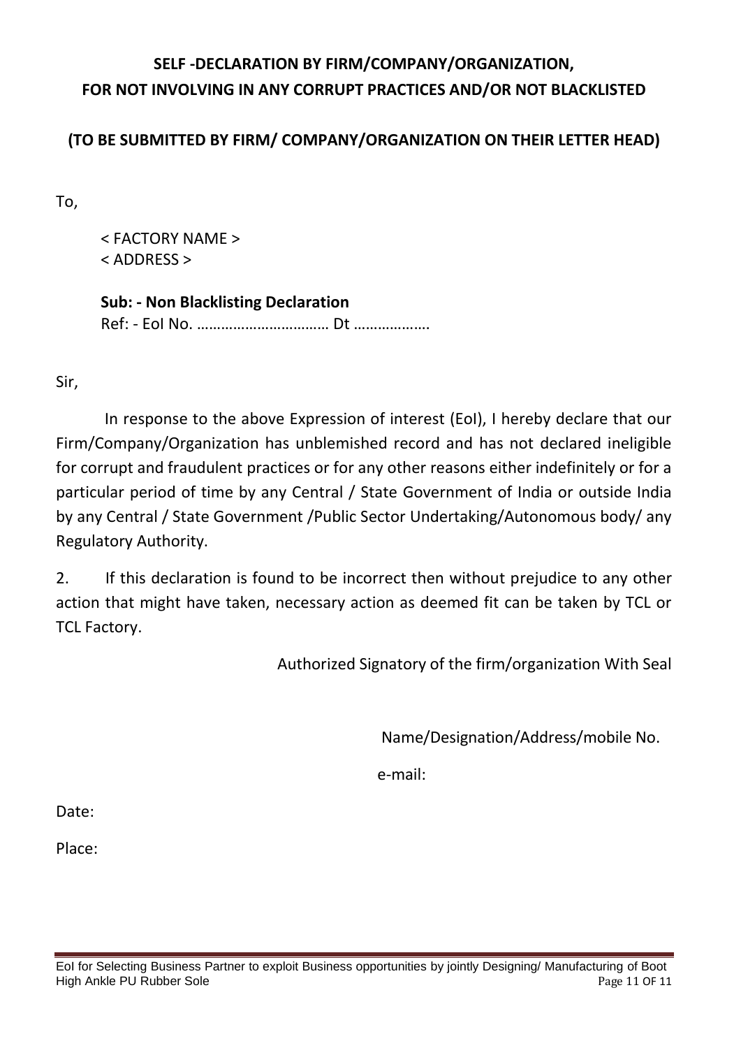# SELF -DECLARATION BY FIRM/COMPANY/ORGANIZATION, FOR NOT INVOLVING IN ANY CORRUPT PRACTICES AND/OR NOT BLACKLISTED

**(TO BE SUBMITTED BY FIRM/ COMPANY/ORGANIZATION ON THEIR LETTER HEAD)**

To,

< FACTORY NAME >
< ADDRESS >

**Sub: - Non Blacklisting Declaration**
Ref: - EoI No. …………………………… Dt ……………….

Sir,

In response to the above Expression of interest (EoI), I hereby declare that our Firm/Company/Organization has unblemished record and has not declared ineligible for corrupt and fraudulent practices or for any other reasons either indefinitely or for a particular period of time by any Central / State Government of India or outside India by any Central / State Government /Public Sector Undertaking/Autonomous body/ any Regulatory Authority.

2. If this declaration is found to be incorrect then without prejudice to any other action that might have taken, necessary action as deemed fit can be taken by TCL or TCL Factory.

Authorized Signatory of the firm/organization With Seal

Name/Designation/Address/mobile No.

e-mail:

Date:

Place: